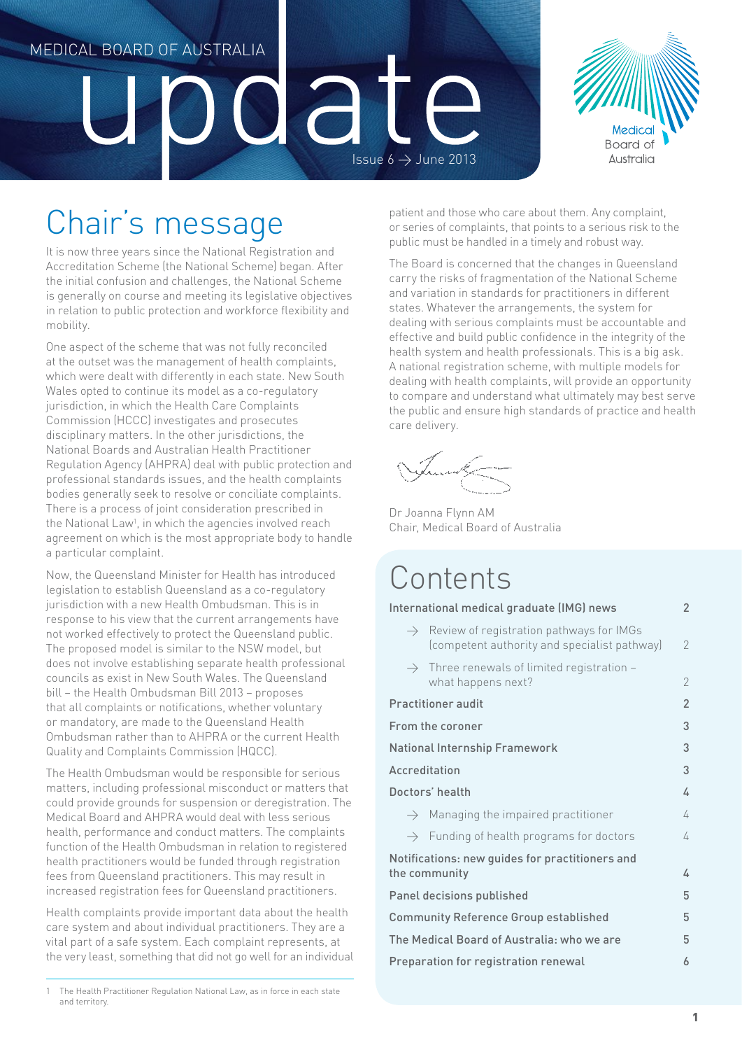MEDICAL BOARD OF AUSTRALIA

# update

Issue 6 → June 2013

## Chair's message

It is now three years since the National Registration and Accreditation Scheme (the National Scheme) began. After the initial confusion and challenges, the National Scheme is generally on course and meeting its legislative objectives in relation to public protection and workforce flexibility and mobility.

One aspect of the scheme that was not fully reconciled at the outset was the management of health complaints, which were dealt with differently in each state. New South Wales opted to continue its model as a co-regulatory jurisdiction, in which the Health Care Complaints Commission (HCCC) investigates and prosecutes disciplinary matters. In the other jurisdictions, the National Boards and Australian Health Practitioner Regulation Agency (AHPRA) deal with public protection and professional standards issues, and the health complaints bodies generally seek to resolve or conciliate complaints. There is a process of joint consideration prescribed in the National Law[1], in which the agencies involved reach agreement on which is the most appropriate body to handle a particular complaint.

Now, the Queensland Minister for Health has introduced legislation to establish Queensland as a co-regulatory jurisdiction with a new Health Ombudsman. This is in response to his view that the current arrangements have not worked effectively to protect the Queensland public. The proposed model is similar to the NSW model, but does not involve establishing separate health professional councils as exist in New South Wales. The Queensland bill – the Health Ombudsman Bill 2013 – proposes that all complaints or notifications, whether voluntary or mandatory, are made to the Queensland Health Ombudsman rather than to AHPRA or the current Health Quality and Complaints Commission (HQCC).

The Health Ombudsman would be responsible for serious matters, including professional misconduct or matters that could provide grounds for suspension or deregistration. The Medical Board and AHPRA would deal with less serious health, performance and conduct matters. The complaints function of the Health Ombudsman in relation to registered health practitioners would be funded through registration fees from Queensland practitioners. This may result in increased registration fees for Queensland practitioners.

Health complaints provide important data about the health care system and about individual practitioners. They are a vital part of a safe system. Each complaint represents, at the very least, something that did not go well for an individual patient and those who care about them. Any complaint, or series of complaints, that points to a serious risk to the public must be handled in a timely and robust way.

The Board is concerned that the changes in Queensland carry the risks of fragmentation of the National Scheme and variation in standards for practitioners in different states. Whatever the arrangements, the system for dealing with serious complaints must be accountable and effective and build public confidence in the integrity of the health system and health professionals. This is a big ask. A national registration scheme, with multiple models for dealing with health complaints, will provide an opportunity to compare and understand what ultimately may best serve the public and ensure high standards of practice and health care delivery.

Dr Joanna Flynn AM
Chair, Medical Board of Australia

1 The Health Practitioner Regulation National Law, as in force in each state and territory.

## Contents

| | |
|---|---|
| International medical graduate (IMG) news | 2 |
| → Review of registration pathways for IMGs (competent authority and specialist pathway) | 2 |
| → Three renewals of limited registration – what happens next? | 2 |
| Practitioner audit | 2 |
| From the coroner | 3 |
| National Internship Framework | 3 |
| Accreditation | 3 |
| Doctors' health | 4 |
| → Managing the impaired practitioner | 4 |
| → Funding of health programs for doctors | 4 |
| Notifications: new guides for practitioners and the community | 4 |
| Panel decisions published | 5 |
| Community Reference Group established | 5 |
| The Medical Board of Australia: who we are | 5 |
| Preparation for registration renewal | 6 |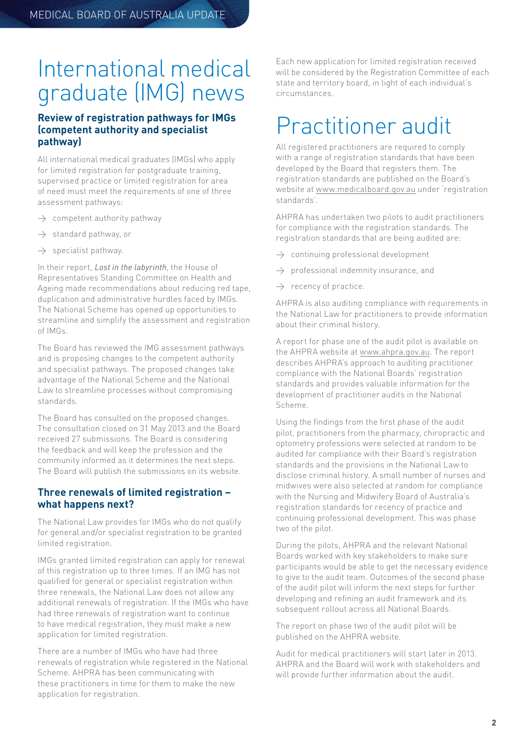# International medical graduate (IMG) news

## Review of registration pathways for IMGs (competent authority and specialist pathway)

All international medical graduates (IMGs) who apply for limited registration for postgraduate training, supervised practice or limited registration for area of need must meet the requirements of one of three assessment pathways:

- competent authority pathway
- standard pathway, or
- specialist pathway.

In their report, *Lost in the labyrinth*, the House of Representatives Standing Committee on Health and Ageing made recommendations about reducing red tape, duplication and administrative hurdles faced by IMGs. The National Scheme has opened up opportunities to streamline and simplify the assessment and registration of IMGs.

The Board has reviewed the IMG assessment pathways and is proposing changes to the competent authority and specialist pathways. The proposed changes take advantage of the National Scheme and the National Law to streamline processes without compromising standards.

The Board has consulted on the proposed changes. The consultation closed on 31 May 2013 and the Board received 27 submissions. The Board is considering the feedback and will keep the profession and the community informed as it determines the next steps. The Board will publish the submissions on its website.

## Three renewals of limited registration – what happens next?

The National Law provides for IMGs who do not qualify for general and/or specialist registration to be granted limited registration.

IMGs granted limited registration can apply for renewal of this registration up to three times. If an IMG has not qualified for general or specialist registration within three renewals, the National Law does not allow any additional renewals of registration. If the IMGs who have had three renewals of registration want to continue to have medical registration, they must make a new application for limited registration.

There are a number of IMGs who have had three renewals of registration while registered in the National Scheme. AHPRA has been communicating with these practitioners in time for them to make the new application for registration.

Each new application for limited registration received will be considered by the Registration Committee of each state and territory board, in light of each individual's circumstances.

# Practitioner audit

All registered practitioners are required to comply with a range of registration standards that have been developed by the Board that registers them. The registration standards are published on the Board's website at www.medicalboard.gov.au under 'registration standards'.

AHPRA has undertaken two pilots to audit practitioners for compliance with the registration standards. The registration standards that are being audited are:

- continuing professional development
- professional indemnity insurance, and
- recency of practice.

AHPRA is also auditing compliance with requirements in the National Law for practitioners to provide information about their criminal history.

A report for phase one of the audit pilot is available on the AHPRA website at www.ahpra.gov.au. The report describes AHPRA's approach to auditing practitioner compliance with the National Boards' registration standards and provides valuable information for the development of practitioner audits in the National Scheme.

Using the findings from the first phase of the audit pilot, practitioners from the pharmacy, chiropractic and optometry professions were selected at random to be audited for compliance with their Board's registration standards and the provisions in the National Law to disclose criminal history. A small number of nurses and midwives were also selected at random for compliance with the Nursing and Midwifery Board of Australia's registration standards for recency of practice and continuing professional development. This was phase two of the pilot.

During the pilots, AHPRA and the relevant National Boards worked with key stakeholders to make sure participants would be able to get the necessary evidence to give to the audit team. Outcomes of the second phase of the audit pilot will inform the next steps for further developing and refining an audit framework and its subsequent rollout across all National Boards.

The report on phase two of the audit pilot will be published on the AHPRA website.

Audit for medical practitioners will start later in 2013. AHPRA and the Board will work with stakeholders and will provide further information about the audit.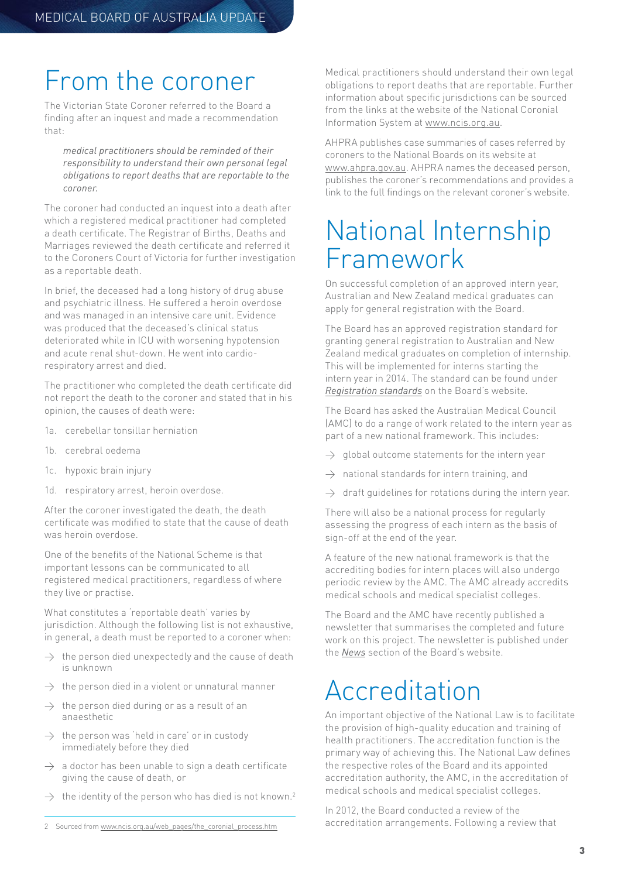# From the coroner

The Victorian State Coroner referred to the Board a finding after an inquest and made a recommendation that:

> *medical practitioners should be reminded of their responsibility to understand their own personal legal obligations to report deaths that are reportable to the coroner.*

The coroner had conducted an inquest into a death after which a registered medical practitioner had completed a death certificate. The Registrar of Births, Deaths and Marriages reviewed the death certificate and referred it to the Coroners Court of Victoria for further investigation as a reportable death.

In brief, the deceased had a long history of drug abuse and psychiatric illness. He suffered a heroin overdose and was managed in an intensive care unit. Evidence was produced that the deceased's clinical status deteriorated while in ICU with worsening hypotension and acute renal shut-down. He went into cardio-respiratory arrest and died.

The practitioner who completed the death certificate did not report the death to the coroner and stated that in his opinion, the causes of death were:

1a. cerebellar tonsillar herniation

1b. cerebral oedema

1c. hypoxic brain injury

1d. respiratory arrest, heroin overdose.

After the coroner investigated the death, the death certificate was modified to state that the cause of death was heroin overdose.

One of the benefits of the National Scheme is that important lessons can be communicated to all registered medical practitioners, regardless of where they live or practise.

What constitutes a 'reportable death' varies by jurisdiction. Although the following list is not exhaustive, in general, a death must be reported to a coroner when:

- the person died unexpectedly and the cause of death is unknown
- the person died in a violent or unnatural manner
- the person died during or as a result of an anaesthetic
- the person was 'held in care' or in custody immediately before they died
- a doctor has been unable to sign a death certificate giving the cause of death, or
- the identity of the person who has died is not known.[2]

Medical practitioners should understand their own legal obligations to report deaths that are reportable. Further information about specific jurisdictions can be sourced from the links at the website of the National Coronial Information System at www.ncis.org.au.

AHPRA publishes case summaries of cases referred by coroners to the National Boards on its website at www.ahpra.gov.au. AHPRA names the deceased person, publishes the coroner's recommendations and provides a link to the full findings on the relevant coroner's website.

# National Internship Framework

On successful completion of an approved intern year, Australian and New Zealand medical graduates can apply for general registration with the Board.

The Board has an approved registration standard for granting general registration to Australian and New Zealand medical graduates on completion of internship. This will be implemented for interns starting the intern year in 2014. The standard can be found under *Registration standards* on the Board's website.

The Board has asked the Australian Medical Council (AMC) to do a range of work related to the intern year as part of a new national framework. This includes:

- global outcome statements for the intern year
- national standards for intern training, and
- draft guidelines for rotations during the intern year.

There will also be a national process for regularly assessing the progress of each intern as the basis of sign-off at the end of the year.

A feature of the new national framework is that the accrediting bodies for intern places will also undergo periodic review by the AMC. The AMC already accredits medical schools and medical specialist colleges.

The Board and the AMC have recently published a newsletter that summarises the completed and future work on this project. The newsletter is published under the *News* section of the Board's website.

# Accreditation

An important objective of the National Law is to facilitate the provision of high-quality education and training of health practitioners. The accreditation function is the primary way of achieving this. The National Law defines the respective roles of the Board and its appointed accreditation authority, the AMC, in the accreditation of medical schools and medical specialist colleges.

In 2012, the Board conducted a review of the accreditation arrangements. Following a review that

---

2 Sourced from www.ncis.org.au/web_pages/the_coronial_process.htm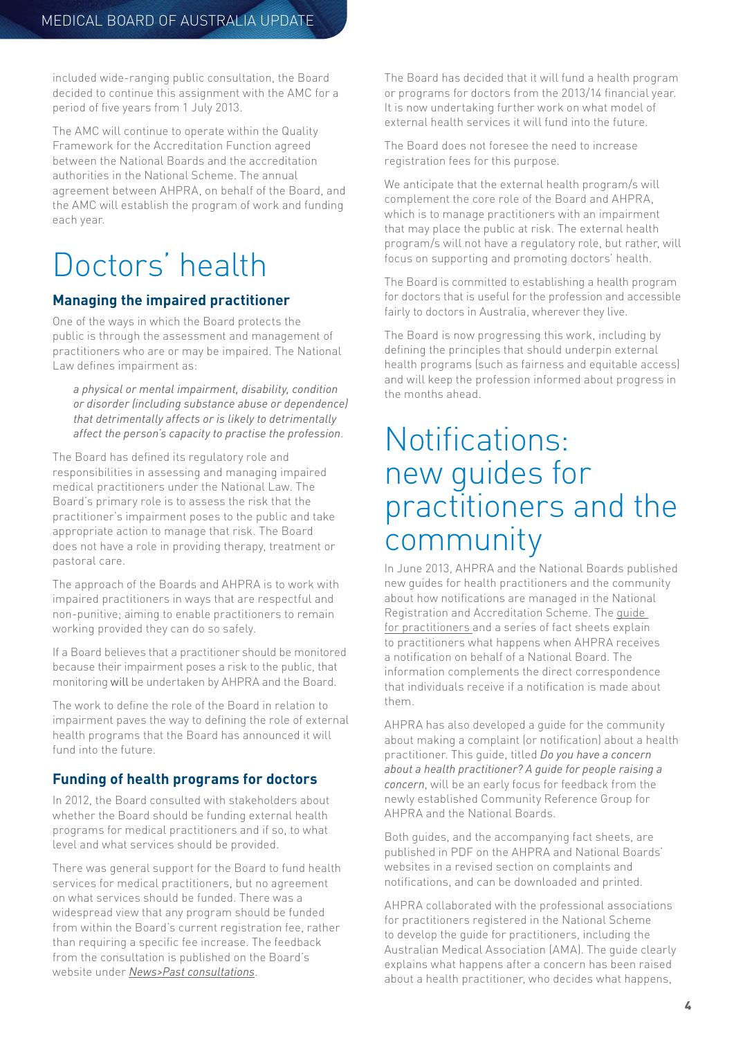included wide-ranging public consultation, the Board decided to continue this assignment with the AMC for a period of five years from 1 July 2013.

The AMC will continue to operate within the Quality Framework for the Accreditation Function agreed between the National Boards and the accreditation authorities in the National Scheme. The annual agreement between AHPRA, on behalf of the Board, and the AMC will establish the program of work and funding each year.

# Doctors' health

## Managing the impaired practitioner

One of the ways in which the Board protects the public is through the assessment and management of practitioners who are or may be impaired. The National Law defines impairment as:

> *a physical or mental impairment, disability, condition or disorder (including substance abuse or dependence) that detrimentally affects or is likely to detrimentally affect the person's capacity to practise the profession.*

The Board has defined its regulatory role and responsibilities in assessing and managing impaired medical practitioners under the National Law. The Board's primary role is to assess the risk that the practitioner's impairment poses to the public and take appropriate action to manage that risk. The Board does not have a role in providing therapy, treatment or pastoral care.

The approach of the Boards and AHPRA is to work with impaired practitioners in ways that are respectful and non-punitive; aiming to enable practitioners to remain working provided they can do so safely.

If a Board believes that a practitioner should be monitored because their impairment poses a risk to the public, that monitoring will be undertaken by AHPRA and the Board.

The work to define the role of the Board in relation to impairment paves the way to defining the role of external health programs that the Board has announced it will fund into the future.

## Funding of health programs for doctors

In 2012, the Board consulted with stakeholders about whether the Board should be funding external health programs for medical practitioners and if so, to what level and what services should be provided.

There was general support for the Board to fund health services for medical practitioners, but no agreement on what services should be funded. There was a widespread view that any program should be funded from within the Board's current registration fee, rather than requiring a specific fee increase. The feedback from the consultation is published on the Board's website under *News>Past consultations*.

The Board has decided that it will fund a health program or programs for doctors from the 2013/14 financial year. It is now undertaking further work on what model of external health services it will fund into the future.

The Board does not foresee the need to increase registration fees for this purpose.

We anticipate that the external health program/s will complement the core role of the Board and AHPRA, which is to manage practitioners with an impairment that may place the public at risk. The external health program/s will not have a regulatory role, but rather, will focus on supporting and promoting doctors' health.

The Board is committed to establishing a health program for doctors that is useful for the profession and accessible fairly to doctors in Australia, wherever they live.

The Board is now progressing this work, including by defining the principles that should underpin external health programs (such as fairness and equitable access) and will keep the profession informed about progress in the months ahead.

# Notifications: new guides for practitioners and the community

In June 2013, AHPRA and the National Boards published new guides for health practitioners and the community about how notifications are managed in the National Registration and Accreditation Scheme. The guide for practitioners and a series of fact sheets explain to practitioners what happens when AHPRA receives a notification on behalf of a National Board. The information complements the direct correspondence that individuals receive if a notification is made about them.

AHPRA has also developed a guide for the community about making a complaint (or notification) about a health practitioner. This guide, titled *Do you have a concern about a health practitioner? A guide for people raising a concern*, will be an early focus for feedback from the newly established Community Reference Group for AHPRA and the National Boards.

Both guides, and the accompanying fact sheets, are published in PDF on the AHPRA and National Boards' websites in a revised section on complaints and notifications, and can be downloaded and printed.

AHPRA collaborated with the professional associations for practitioners registered in the National Scheme to develop the guide for practitioners, including the Australian Medical Association (AMA). The guide clearly explains what happens after a concern has been raised about a health practitioner, who decides what happens,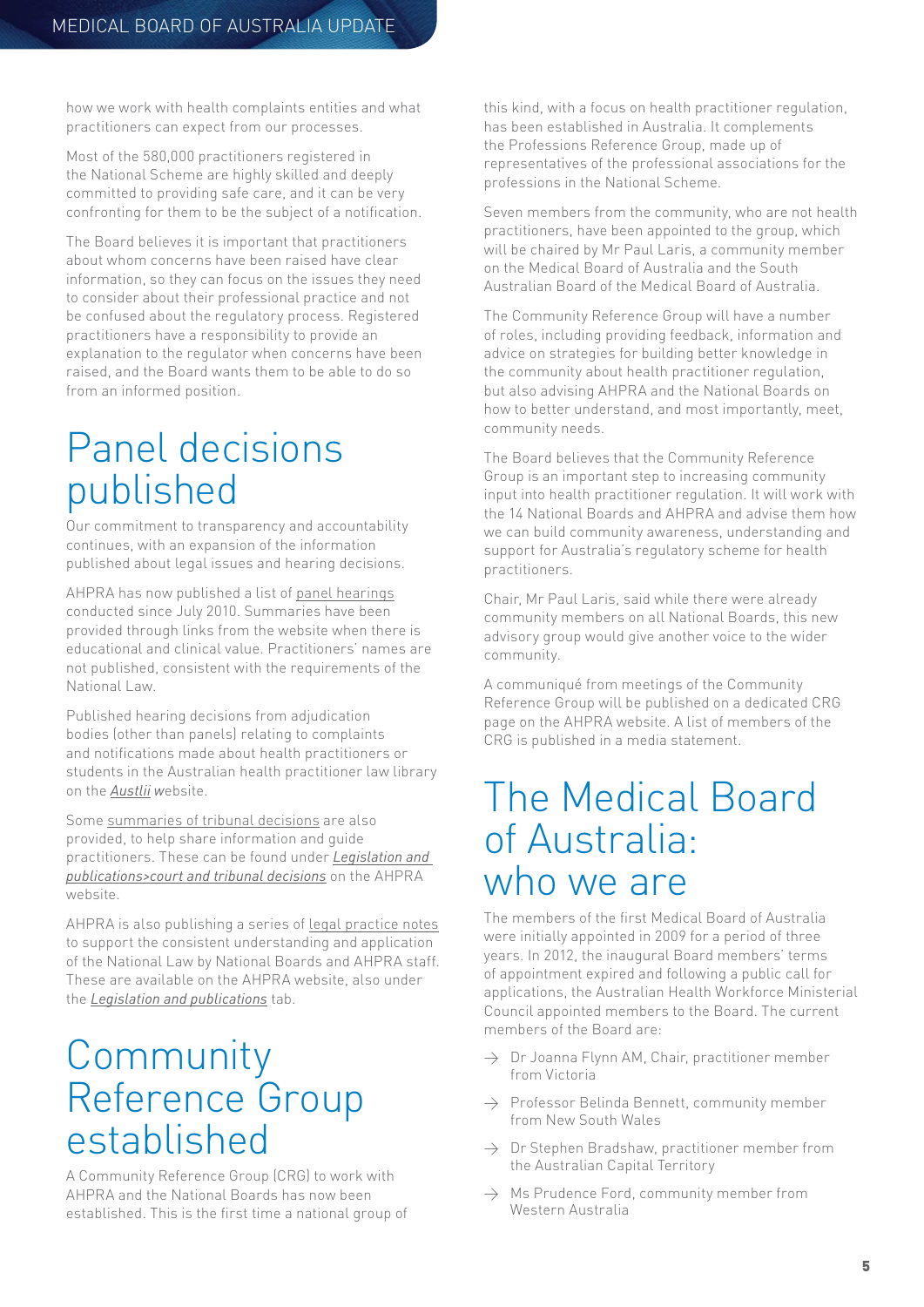how we work with health complaints entities and what practitioners can expect from our processes.

Most of the 580,000 practitioners registered in the National Scheme are highly skilled and deeply committed to providing safe care, and it can be very confronting for them to be the subject of a notification.

The Board believes it is important that practitioners about whom concerns have been raised have clear information, so they can focus on the issues they need to consider about their professional practice and not be confused about the regulatory process. Registered practitioners have a responsibility to provide an explanation to the regulator when concerns have been raised, and the Board wants them to be able to do so from an informed position.

# Panel decisions published

Our commitment to transparency and accountability continues, with an expansion of the information published about legal issues and hearing decisions.

AHPRA has now published a list of panel hearings conducted since July 2010. Summaries have been provided through links from the website when there is educational and clinical value. Practitioners' names are not published, consistent with the requirements of the National Law.

Published hearing decisions from adjudication bodies (other than panels) relating to complaints and notifications made about health practitioners or students in the Australian health practitioner law library on the *Austlii website*.

Some summaries of tribunal decisions are also provided, to help share information and guide practitioners. These can be found under *Legislation and publications>court and tribunal decisions* on the AHPRA website.

AHPRA is also publishing a series of legal practice notes to support the consistent understanding and application of the National Law by National Boards and AHPRA staff. These are available on the AHPRA website, also under the *Legislation and publications* tab.

# Community Reference Group established

A Community Reference Group (CRG) to work with AHPRA and the National Boards has now been established. This is the first time a national group of this kind, with a focus on health practitioner regulation, has been established in Australia. It complements the Professions Reference Group, made up of representatives of the professional associations for the professions in the National Scheme.

Seven members from the community, who are not health practitioners, have been appointed to the group, which will be chaired by Mr Paul Laris, a community member on the Medical Board of Australia and the South Australian Board of the Medical Board of Australia.

The Community Reference Group will have a number of roles, including providing feedback, information and advice on strategies for building better knowledge in the community about health practitioner regulation, but also advising AHPRA and the National Boards on how to better understand, and most importantly, meet, community needs.

The Board believes that the Community Reference Group is an important step to increasing community input into health practitioner regulation. It will work with the 14 National Boards and AHPRA and advise them how we can build community awareness, understanding and support for Australia's regulatory scheme for health practitioners.

Chair, Mr Paul Laris, said while there were already community members on all National Boards, this new advisory group would give another voice to the wider community.

A communiqué from meetings of the Community Reference Group will be published on a dedicated CRG page on the AHPRA website. A list of members of the CRG is published in a media statement.

# The Medical Board of Australia: who we are

The members of the first Medical Board of Australia were initially appointed in 2009 for a period of three years. In 2012, the inaugural Board members' terms of appointment expired and following a public call for applications, the Australian Health Workforce Ministerial Council appointed members to the Board. The current members of the Board are:

- Dr Joanna Flynn AM, Chair, practitioner member from Victoria
- Professor Belinda Bennett, community member from New South Wales
- Dr Stephen Bradshaw, practitioner member from the Australian Capital Territory
- Ms Prudence Ford, community member from Western Australia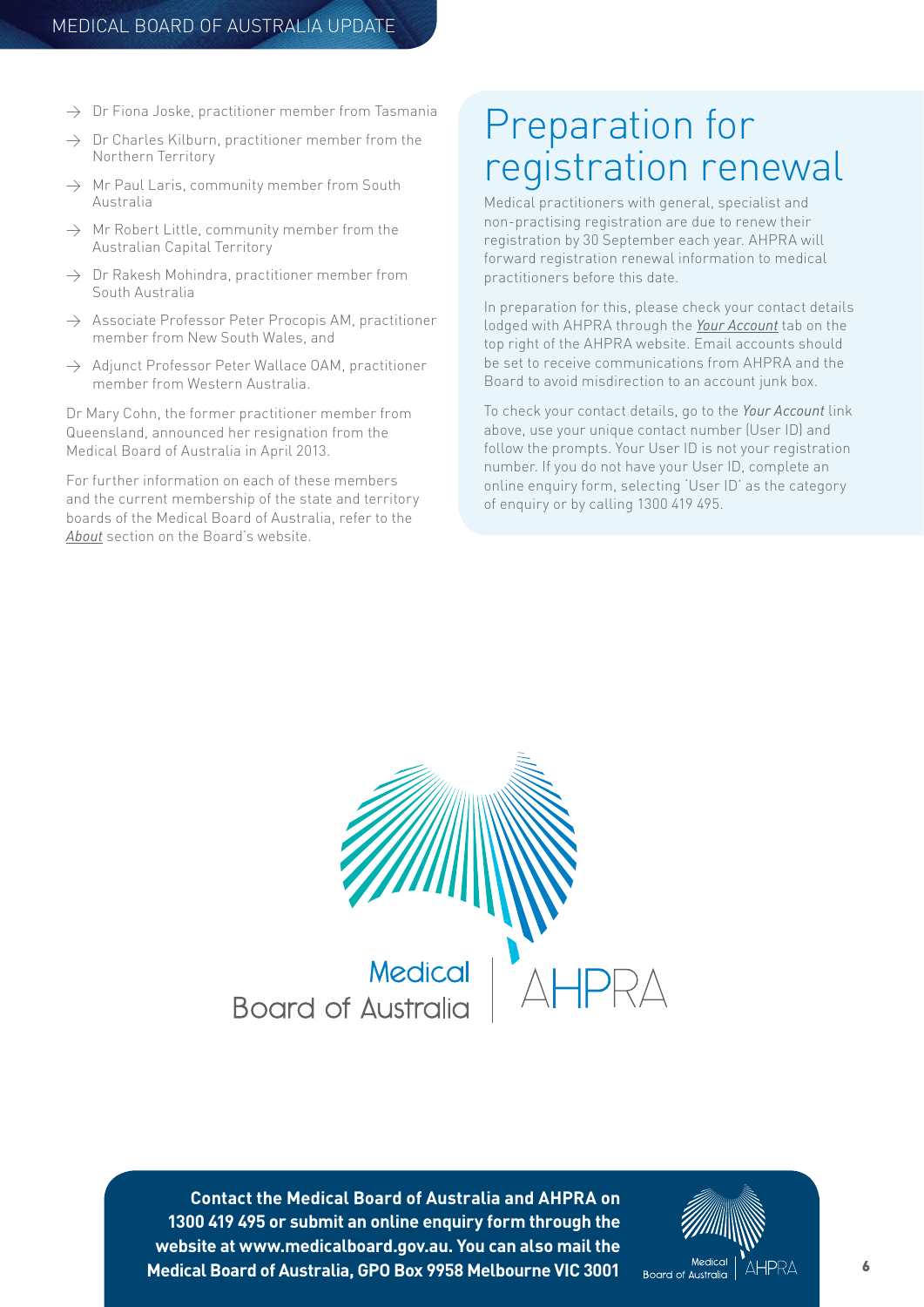- Dr Fiona Joske, practitioner member from Tasmania
- Dr Charles Kilburn, practitioner member from the Northern Territory
- Mr Paul Laris, community member from South Australia
- Mr Robert Little, community member from the Australian Capital Territory
- Dr Rakesh Mohindra, practitioner member from South Australia
- Associate Professor Peter Procopis AM, practitioner member from New South Wales, and
- Adjunct Professor Peter Wallace OAM, practitioner member from Western Australia.

Dr Mary Cohn, the former practitioner member from Queensland, announced her resignation from the Medical Board of Australia in April 2013.

For further information on each of these members and the current membership of the state and territory boards of the Medical Board of Australia, refer to the *About* section on the Board's website.

# Preparation for registration renewal

Medical practitioners with general, specialist and non-practising registration are due to renew their registration by 30 September each year. AHPRA will forward registration renewal information to medical practitioners before this date.

In preparation for this, please check your contact details lodged with AHPRA through the *Your Account* tab on the top right of the AHPRA website. Email accounts should be set to receive communications from AHPRA and the Board to avoid misdirection to an account junk box.

To check your contact details, go to the *Your Account* link above, use your unique contact number (User ID) and follow the prompts. Your User ID is not your registration number. If you do not have your User ID, complete an online enquiry form, selecting 'User ID' as the category of enquiry or by calling 1300 419 495.

Medical Board of Australia | AHPRA

**Contact the Medical Board of Australia and AHPRA on 1300 419 495 or submit an online enquiry form through the website at www.medicalboard.gov.au. You can also mail the Medical Board of Australia, GPO Box 9958 Melbourne VIC 3001**